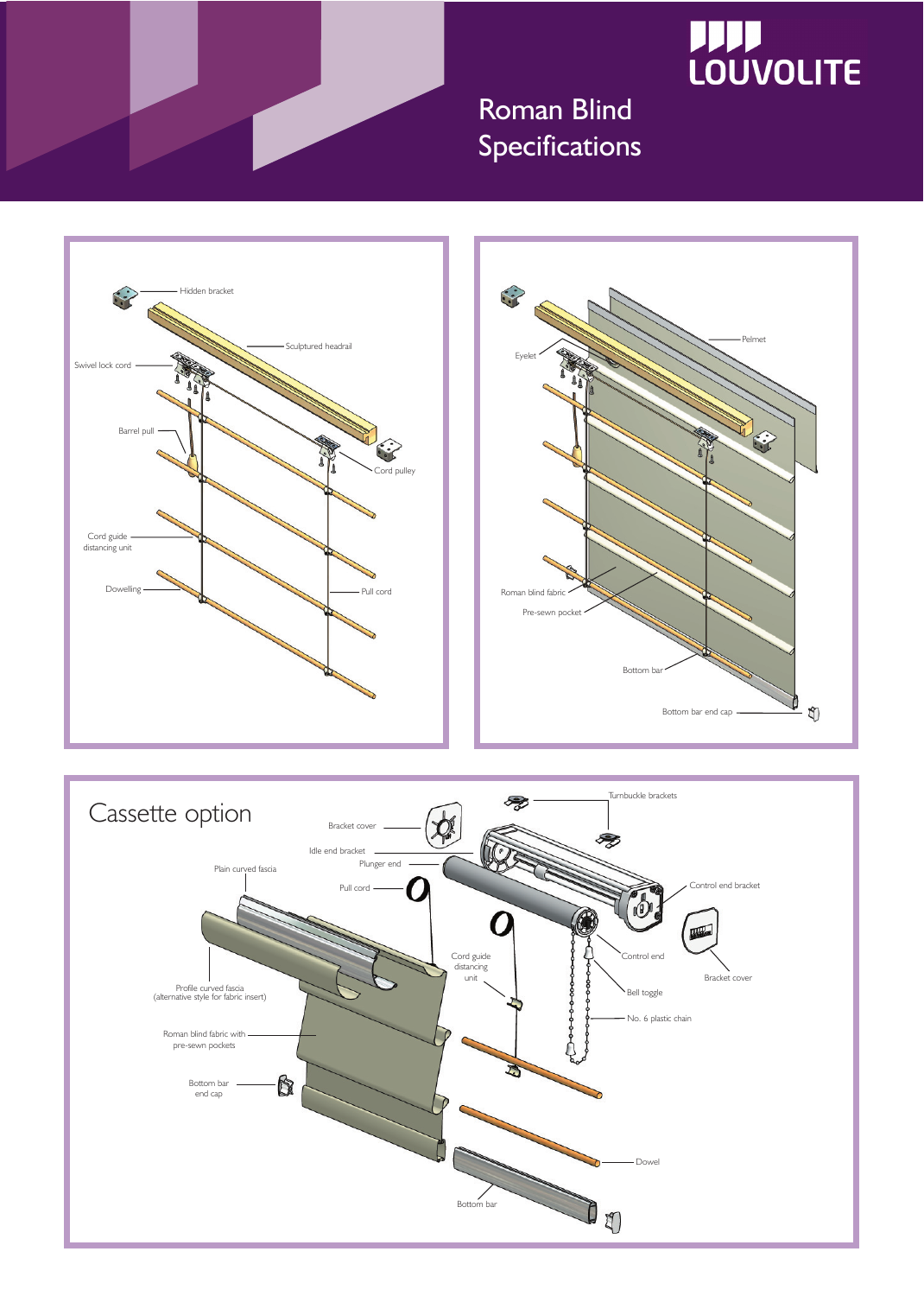LOUVOLITE

# Roman Blind Specifications

Hidden bracket

Sculptured headrail

Swivel lock cord

Barrel pull

Cord pulley

Cord guide distancing unit

Dowelling

Pull cord

Eyelet

Pelmet

Roman blind fabric

Pre-sewn pocket

Bottom bar

Bottom bar end cap

## Cassette option

Turnbuckle brackets

Bracket cover

Idle end bracket

Plunger end

Plain curved fascia

Pull cord

Control end bracket

Cord guide distancing unit

Control end

Bracket cover

Bell toggle

No. 6 plastic chain

Profile curved fascia (alternative style for fabric insert)

Roman blind fabric with pre-sewn pockets

Bottom bar end cap

Dowel

Bottom bar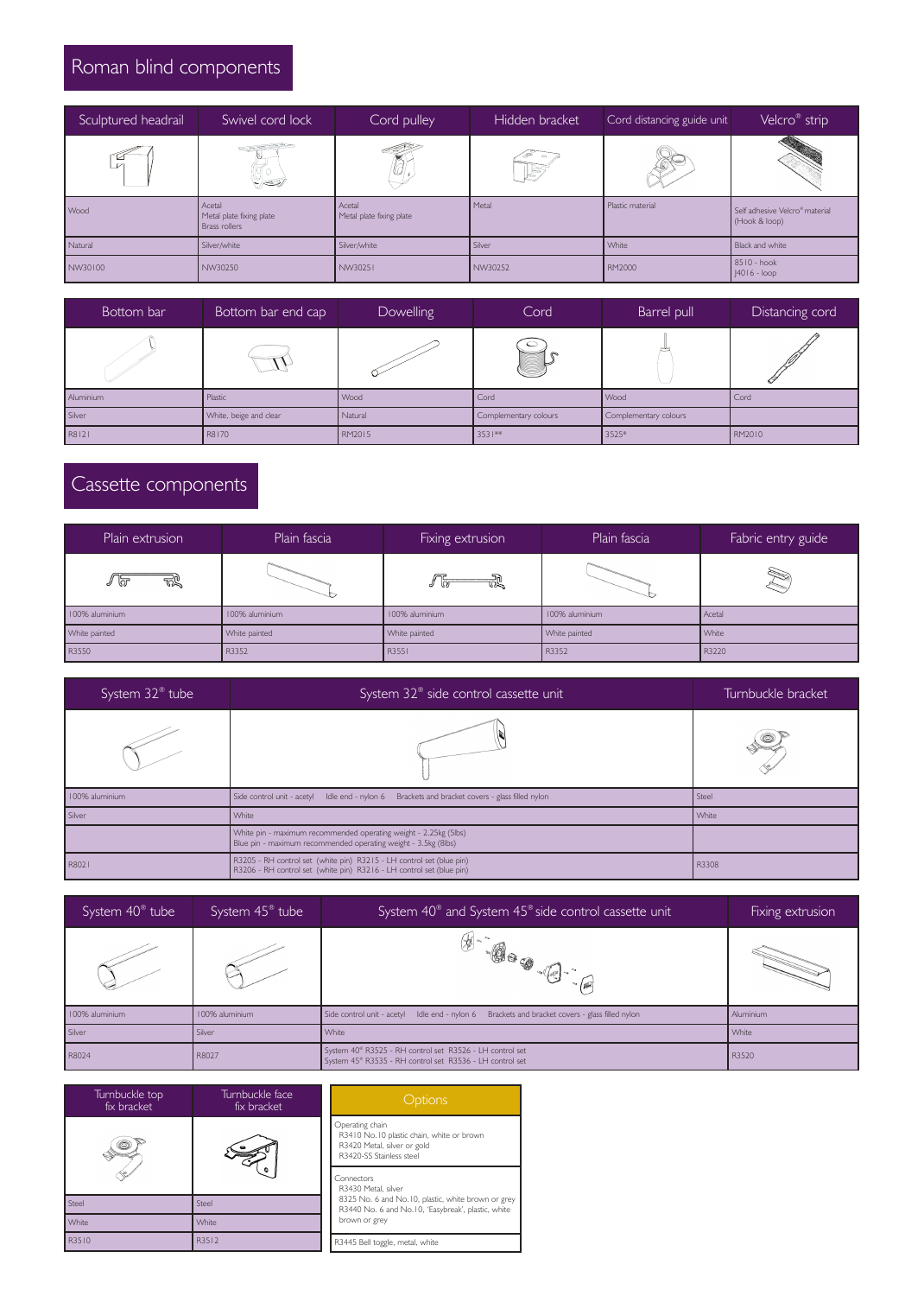# Roman blind components

| Sculptured headrail | Swivel cord lock | Cord pulley | Hidden bracket | Cord distancing guide unit | Velcro® strip |
|---|---|---|---|---|---|
| Wood | Acetal<br>Metal plate fixing plate<br>Brass rollers | Acetal<br>Metal plate fixing plate | Metal | Plastic material | Self adhesive Velcro® material (Hook & loop) |
| Natural | Silver/white | Silver/white | Silver | White | Black and white |
| NW30100 | NW30250 | NW30251 | NW30252 | RM2000 | 8510 - hook<br>J4016 - loop |

| Bottom bar | Bottom bar end cap | Dowelling | Cord | Barrel pull | Distancing cord |
|---|---|---|---|---|---|
| Aluminium | Plastic | Wood | Cord | Wood | Cord |
| Silver | White, beige and clear | Natural | Complementary colours | Complementary colours | |
| R8121 | R8170 | RM2015 | 3531** | 3525* | RM2010 |

# Cassette components

| Plain extrusion | Plain fascia | Fixing extrusion | Plain fascia | Fabric entry guide |
|---|---|---|---|---|
| 100% aluminium | 100% aluminium | 100% aluminium | 100% aluminium | Acetal |
| White painted | White painted | White painted | White painted | White |
| R3550 | R3352 | R3551 | R3352 | R3220 |

| System 32® tube | System 32® side control cassette unit | Turnbuckle bracket |
|---|---|---|
| 100% aluminium | Side control unit - acetyl Idle end - nylon 6 Brackets and bracket covers - glass filled nylon | Steel |
| Silver | White | White |
| | White pin - maximum recommended operating weight - 2.25kg (5lbs)<br>Blue pin - maximum recommended operating weight - 3.5kg (8lbs) | |
| R8021 | R3205 - RH control set (white pin) R3215 - LH control set (blue pin)<br>R3206 - RH control set (white pin) R3216 - LH control set (blue pin) | R3308 |

| System 40® tube | System 45® tube | System 40® and System 45® side control cassette unit | Fixing extrusion |
|---|---|---|---|
| 100% aluminium | 100% aluminium | Side control unit - acetyl Idle end - nylon 6 Brackets and bracket covers - glass filled nylon | Aluminium |
| Silver | Silver | White | White |
| R8024 | R8027 | System 40® R3525 - RH control set R3526 - LH control set<br>System 45® R3535 - RH control set R3536 - LH control set | R3520 |

| Turnbuckle top fix bracket | Turnbuckle face fix bracket |
|---|---|
| Steel | Steel |
| White | White |
| R3510 | R3512 |

| Options |
|---|
| Operating chain<br>R3410 No.10 plastic chain, white or brown<br>R3420 Metal, silver or gold<br>R3420-SS Stainless steel |
| Connectors<br>R3430 Metal, silver<br>8325 No. 6 and No.10, plastic, white brown or grey<br>R3440 No. 6 and No.10, 'Easybreak', plastic, white brown or grey |
| R3445 Bell toggle, metal, white |